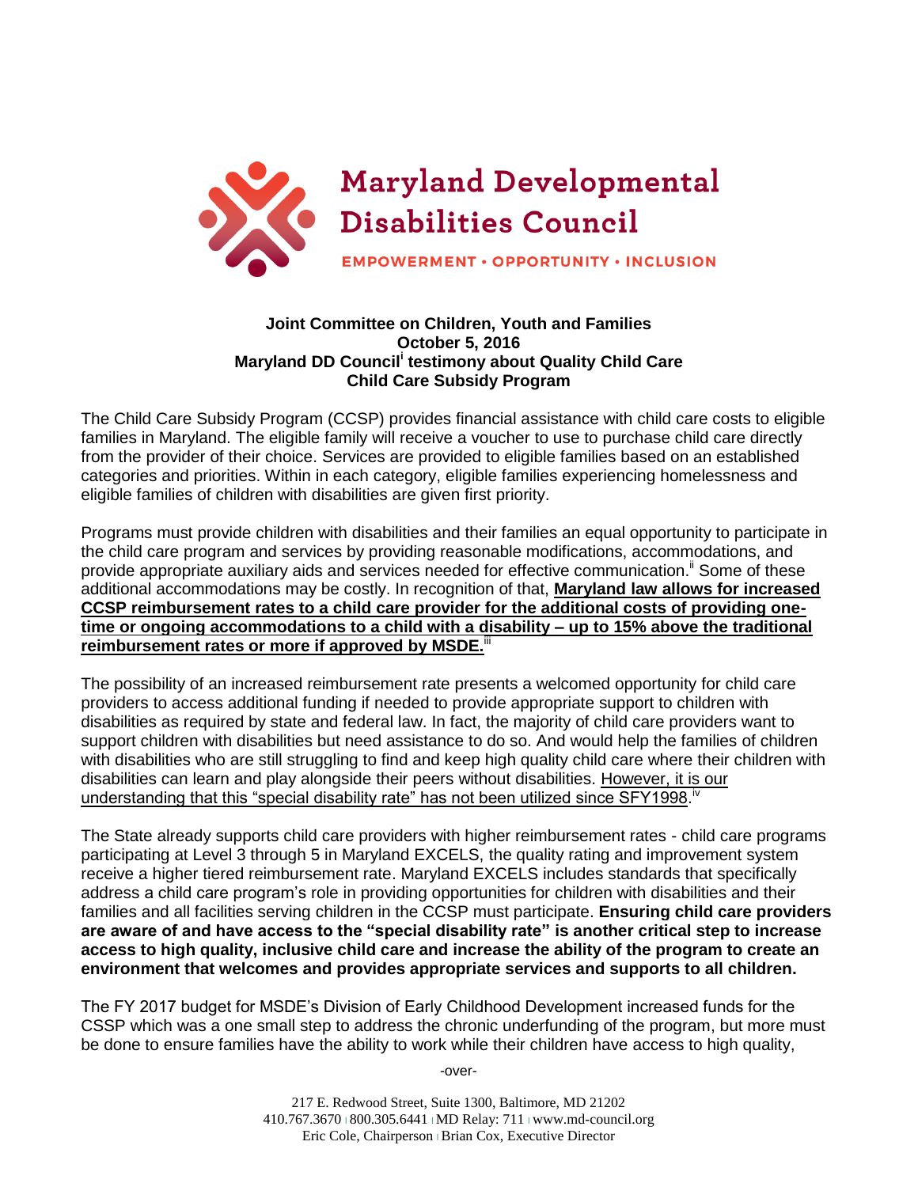# Maryland Developmental Disabilities Council

EMPOWERMENT • OPPORTUNITY • INCLUSION

**Joint Committee on Children, Youth and Families**
**October 5, 2016**
**Maryland DD Council[i] testimony about Quality Child Care**
**Child Care Subsidy Program**

The Child Care Subsidy Program (CCSP) provides financial assistance with child care costs to eligible families in Maryland. The eligible family will receive a voucher to use to purchase child care directly from the provider of their choice. Services are provided to eligible families based on an established categories and priorities. Within in each category, eligible families experiencing homelessness and eligible families of children with disabilities are given first priority.

Programs must provide children with disabilities and their families an equal opportunity to participate in the child care program and services by providing reasonable modifications, accommodations, and provide appropriate auxiliary aids and services needed for effective communication.[ii] Some of these additional accommodations may be costly. In recognition of that, **Maryland law allows for increased CCSP reimbursement rates to a child care provider for the additional costs of providing one-time or ongoing accommodations to a child with a disability – up to 15% above the traditional reimbursement rates or more if approved by MSDE.**[iii]

The possibility of an increased reimbursement rate presents a welcomed opportunity for child care providers to access additional funding if needed to provide appropriate support to children with disabilities as required by state and federal law. In fact, the majority of child care providers want to support children with disabilities but need assistance to do so. And would help the families of children with disabilities who are still struggling to find and keep high quality child care where their children with disabilities can learn and play alongside their peers without disabilities. However, it is our understanding that this "special disability rate" has not been utilized since SFY1998.[iv]

The State already supports child care providers with higher reimbursement rates - child care programs participating at Level 3 through 5 in Maryland EXCELS, the quality rating and improvement system receive a higher tiered reimbursement rate. Maryland EXCELS includes standards that specifically address a child care program's role in providing opportunities for children with disabilities and their families and all facilities serving children in the CCSP must participate. **Ensuring child care providers are aware of and have access to the "special disability rate" is another critical step to increase access to high quality, inclusive child care and increase the ability of the program to create an environment that welcomes and provides appropriate services and supports to all children.**

The FY 2017 budget for MSDE's Division of Early Childhood Development increased funds for the CSSP which was a one small step to address the chronic underfunding of the program, but more must be done to ensure families have the ability to work while their children have access to high quality,

-over-

217 E. Redwood Street, Suite 1300, Baltimore, MD 21202
410.767.3670 | 800.305.6441 | MD Relay: 711 | www.md-council.org
Eric Cole, Chairperson | Brian Cox, Executive Director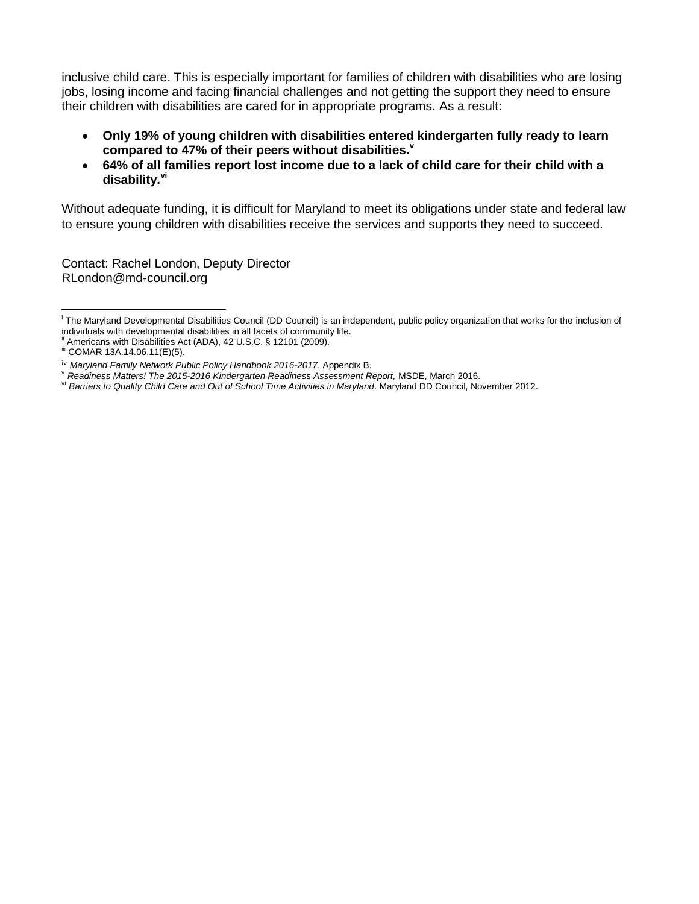inclusive child care. This is especially important for families of children with disabilities who are losing jobs, losing income and facing financial challenges and not getting the support they need to ensure their children with disabilities are cared for in appropriate programs. As a result:

- **Only 19% of young children with disabilities entered kindergarten fully ready to learn compared to 47% of their peers without disabilities.**[v]
- **64% of all families report lost income due to a lack of child care for their child with a disability.**[vi]

Without adequate funding, it is difficult for Maryland to meet its obligations under state and federal law to ensure young children with disabilities receive the services and supports they need to succeed.

Contact: Rachel London, Deputy Director
RLondon@md-council.org

---

[i] The Maryland Developmental Disabilities Council (DD Council) is an independent, public policy organization that works for the inclusion of individuals with developmental disabilities in all facets of community life.

[ii] Americans with Disabilities Act (ADA), 42 U.S.C. § 12101 (2009).

[iii] COMAR 13A.14.06.11(E)(5).

[iv] *Maryland Family Network Public Policy Handbook 2016-2017*, Appendix B.

[v] *Readiness Matters! The 2015-2016 Kindergarten Readiness Assessment Report,* MSDE, March 2016.

[vi] *Barriers to Quality Child Care and Out of School Time Activities in Maryland*. Maryland DD Council, November 2012.